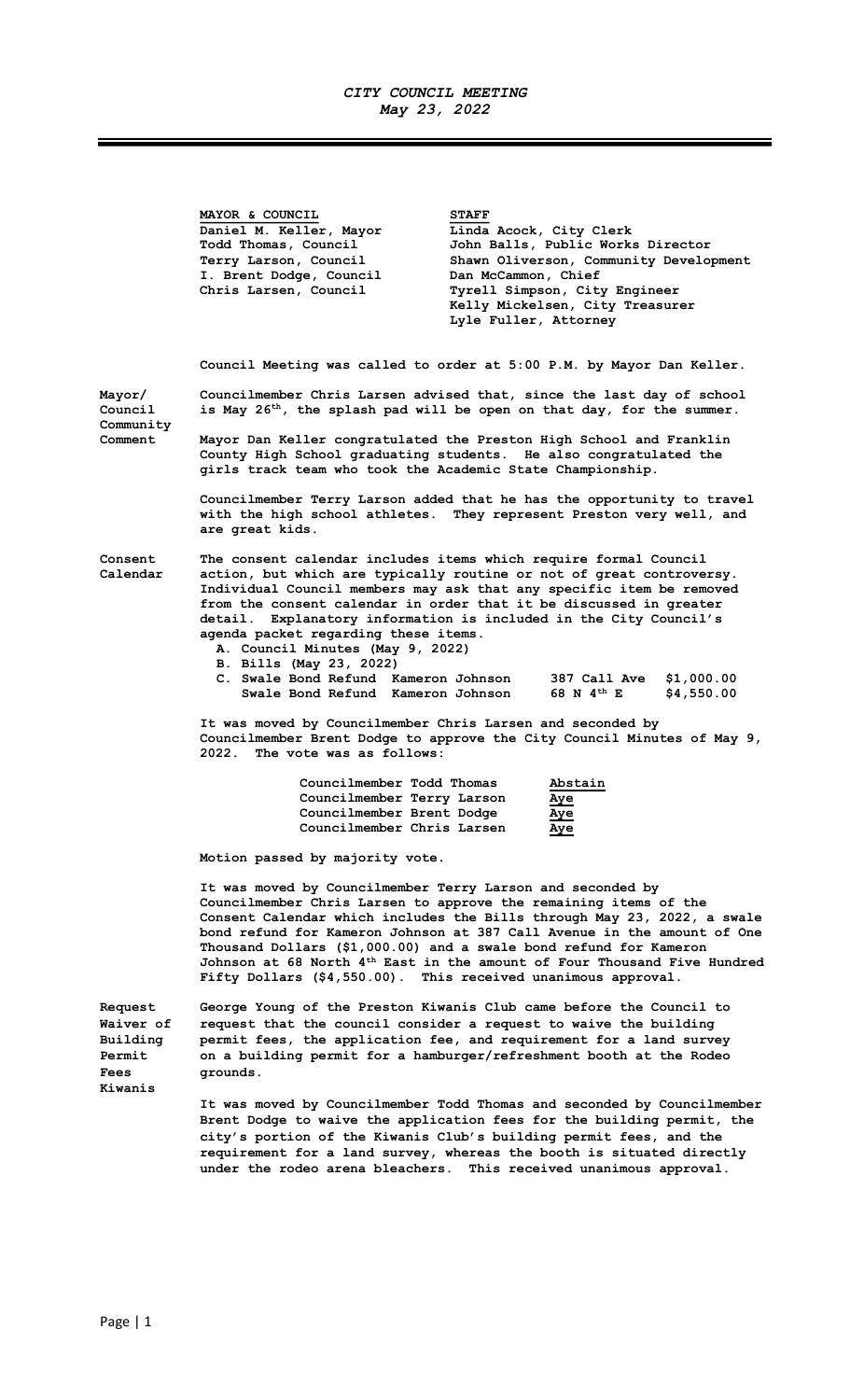# *CITY COUNCIL MEETING*
*May 23, 2022*

| **MAYOR & COUNCIL** | **STAFF** |
| --- | --- |
| Daniel M. Keller, Mayor | Linda Acock, City Clerk |
| Todd Thomas, Council | John Balls, Public Works Director |
| Terry Larson, Council | Shawn Oliverson, Community Development |
| I. Brent Dodge, Council | Dan McCammon, Chief |
| Chris Larsen, Council | Tyrell Simpson, City Engineer |
| | Kelly Mickelsen, City Treasurer |
| | Lyle Fuller, Attorney |

Council Meeting was called to order at 5:00 P.M. by Mayor Dan Keller.

**Mayor/ Council Community Comment**

Councilmember Chris Larsen advised that, since the last day of school is May 26th, the splash pad will be open on that day, for the summer.

Mayor Dan Keller congratulated the Preston High School and Franklin County High School graduating students. He also congratulated the girls track team who took the Academic State Championship.

Councilmember Terry Larson added that he has the opportunity to travel with the high school athletes. They represent Preston very well, and are great kids.

**Consent Calendar**

The consent calendar includes items which require formal Council action, but which are typically routine or not of great controversy. Individual Council members may ask that any specific item be removed from the consent calendar in order that it be discussed in greater detail. Explanatory information is included in the City Council's agenda packet regarding these items.

A. Council Minutes (May 9, 2022)
B. Bills (May 23, 2022)
C. Swale Bond Refund Kameron Johnson 387 Call Ave $1,000.00
   Swale Bond Refund Kameron Johnson 68 N 4th E $4,550.00

It was moved by Councilmember Chris Larsen and seconded by Councilmember Brent Dodge to approve the City Council Minutes of May 9, 2022. The vote was as follows:

| | |
| --- | --- |
| Councilmember Todd Thomas | Abstain |
| Councilmember Terry Larson | Aye |
| Councilmember Brent Dodge | Aye |
| Councilmember Chris Larsen | Aye |

Motion passed by majority vote.

It was moved by Councilmember Terry Larson and seconded by Councilmember Chris Larsen to approve the remaining items of the Consent Calendar which includes the Bills through May 23, 2022, a swale bond refund for Kameron Johnson at 387 Call Avenue in the amount of One Thousand Dollars ($1,000.00) and a swale bond refund for Kameron Johnson at 68 North 4th East in the amount of Four Thousand Five Hundred Fifty Dollars ($4,550.00). This received unanimous approval.

**Request Waiver of Building Permit Fees Kiwanis**

George Young of the Preston Kiwanis Club came before the Council to request that the council consider a request to waive the building permit fees, the application fee, and requirement for a land survey on a building permit for a hamburger/refreshment booth at the Rodeo grounds.

It was moved by Councilmember Todd Thomas and seconded by Councilmember Brent Dodge to waive the application fees for the building permit, the city's portion of the Kiwanis Club's building permit fees, and the requirement for a land survey, whereas the booth is situated directly under the rodeo arena bleachers. This received unanimous approval.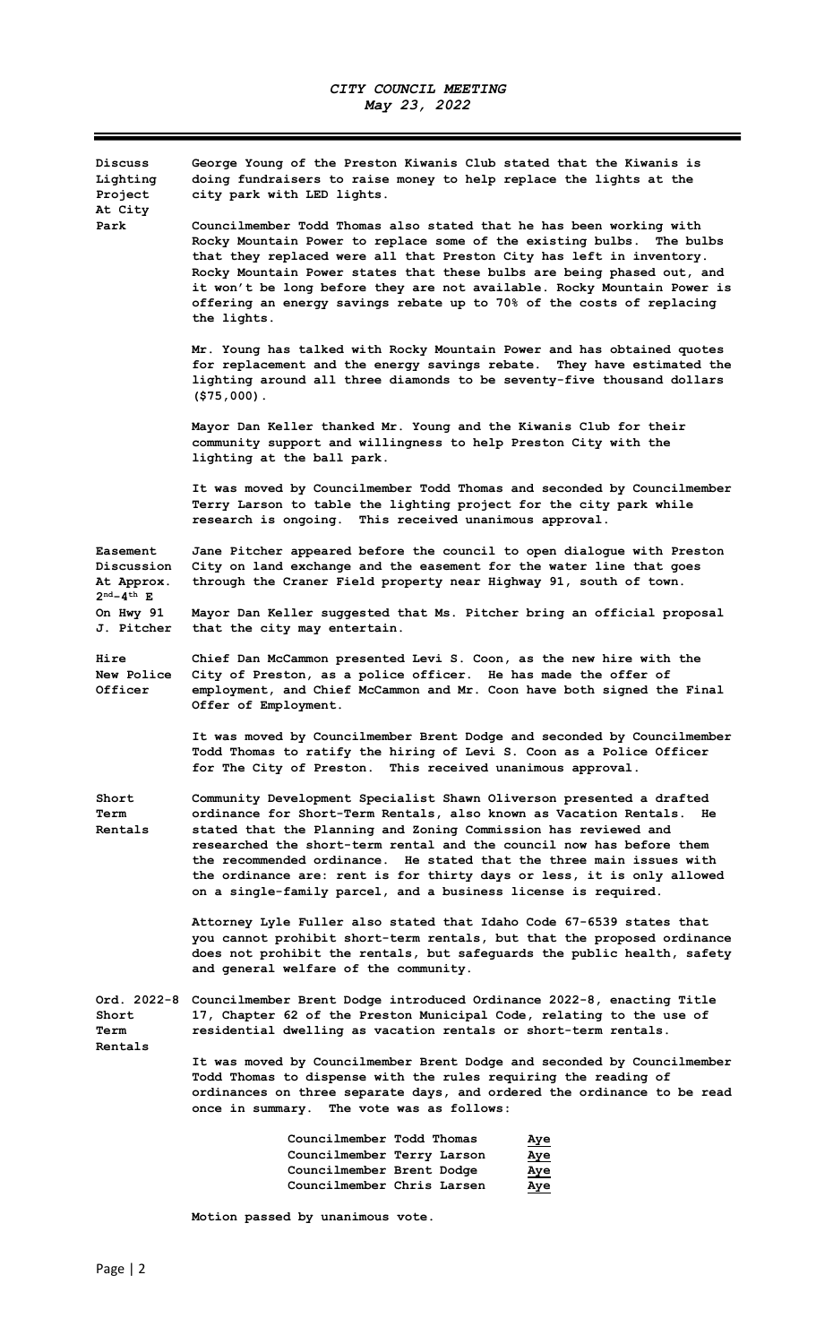*CITY COUNCIL MEETING*
*May 23, 2022*

**Discuss Lighting Project At City Park**

George Young of the Preston Kiwanis Club stated that the Kiwanis is doing fundraisers to raise money to help replace the lights at the city park with LED lights.

Councilmember Todd Thomas also stated that he has been working with Rocky Mountain Power to replace some of the existing bulbs. The bulbs that they replaced were all that Preston City has left in inventory. Rocky Mountain Power states that these bulbs are being phased out, and it won't be long before they are not available. Rocky Mountain Power is offering an energy savings rebate up to 70% of the costs of replacing the lights.

Mr. Young has talked with Rocky Mountain Power and has obtained quotes for replacement and the energy savings rebate. They have estimated the lighting around all three diamonds to be seventy-five thousand dollars ($75,000).

Mayor Dan Keller thanked Mr. Young and the Kiwanis Club for their community support and willingness to help Preston City with the lighting at the ball park.

It was moved by Councilmember Todd Thomas and seconded by Councilmember Terry Larson to table the lighting project for the city park while research is ongoing. This received unanimous approval.

**Easement Discussion At Approx. 2nd-4th E On Hwy 91 J. Pitcher**

Jane Pitcher appeared before the council to open dialogue with Preston City on land exchange and the easement for the water line that goes through the Craner Field property near Highway 91, south of town.

Mayor Dan Keller suggested that Ms. Pitcher bring an official proposal that the city may entertain.

**Hire New Police Officer**

Chief Dan McCammon presented Levi S. Coon, as the new hire with the City of Preston, as a police officer. He has made the offer of employment, and Chief McCammon and Mr. Coon have both signed the Final Offer of Employment.

It was moved by Councilmember Brent Dodge and seconded by Councilmember Todd Thomas to ratify the hiring of Levi S. Coon as a Police Officer for The City of Preston. This received unanimous approval.

**Short Term Rentals**

Community Development Specialist Shawn Oliverson presented a drafted ordinance for Short-Term Rentals, also known as Vacation Rentals. He stated that the Planning and Zoning Commission has reviewed and researched the short-term rental and the council now has before them the recommended ordinance. He stated that the three main issues with the ordinance are: rent is for thirty days or less, it is only allowed on a single-family parcel, and a business license is required.

Attorney Lyle Fuller also stated that Idaho Code 67-6539 states that you cannot prohibit short-term rentals, but that the proposed ordinance does not prohibit the rentals, but safeguards the public health, safety and general welfare of the community.

**Ord. 2022-8 Short Term Rentals**

Councilmember Brent Dodge introduced Ordinance 2022-8, enacting Title 17, Chapter 62 of the Preston Municipal Code, relating to the use of residential dwelling as vacation rentals or short-term rentals.

It was moved by Councilmember Brent Dodge and seconded by Councilmember Todd Thomas to dispense with the rules requiring the reading of ordinances on three separate days, and ordered the ordinance to be read once in summary. The vote was as follows:

| | |
|---|---|
| Councilmember Todd Thomas | Aye |
| Councilmember Terry Larson | Aye |
| Councilmember Brent Dodge | Aye |
| Councilmember Chris Larsen | Aye |

Motion passed by unanimous vote.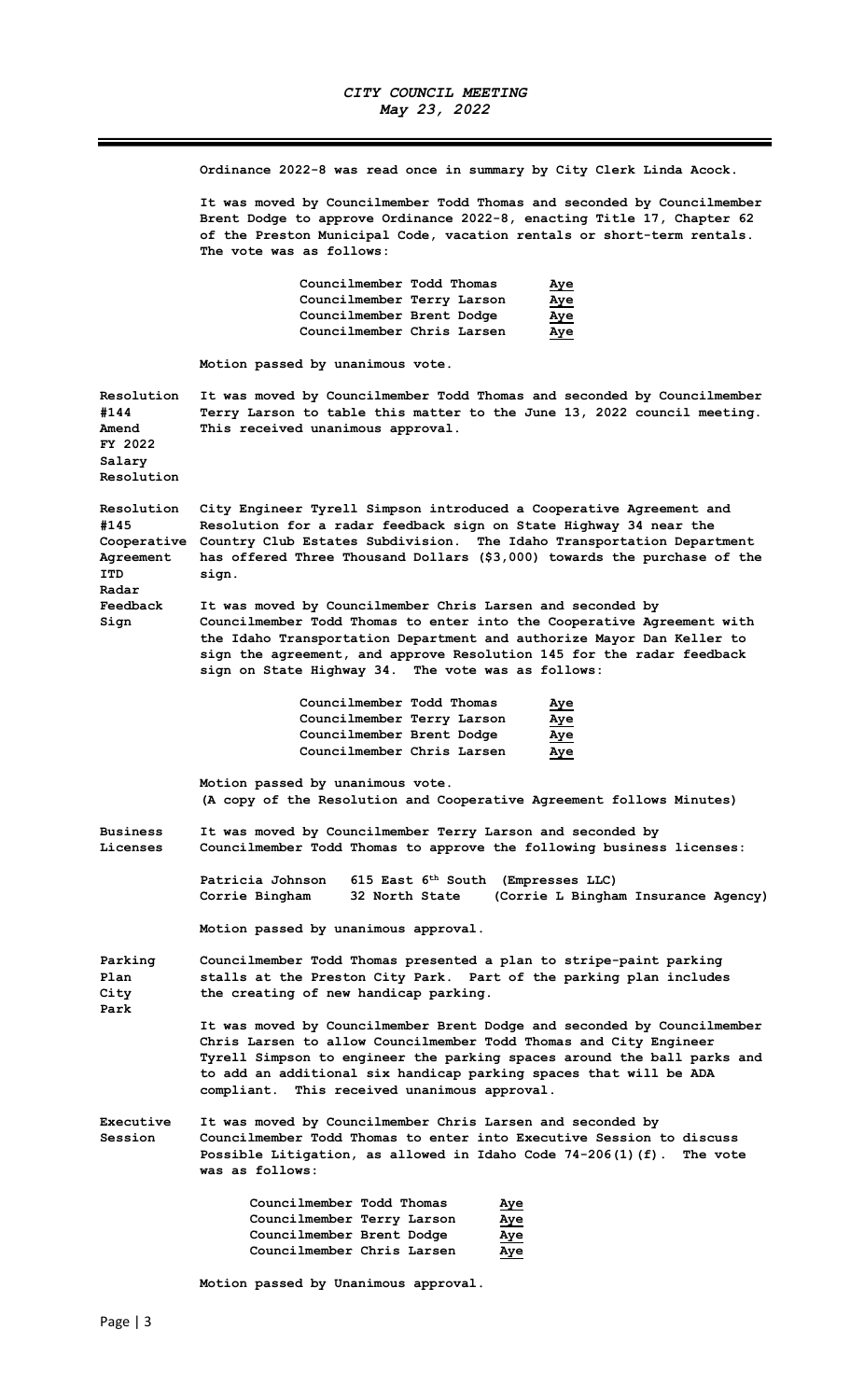Ordinance 2022-8 was read once in summary by City Clerk Linda Acock.

It was moved by Councilmember Todd Thomas and seconded by Councilmember Brent Dodge to approve Ordinance 2022-8, enacting Title 17, Chapter 62 of the Preston Municipal Code, vacation rentals or short-term rentals. The vote was as follows:

| | |
|---|---|
| Councilmember Todd Thomas | Aye |
| Councilmember Terry Larson | Aye |
| Councilmember Brent Dodge | Aye |
| Councilmember Chris Larsen | Aye |

Motion passed by unanimous vote.

**Resolution #144 Amend FY 2022 Salary Resolution**

It was moved by Councilmember Todd Thomas and seconded by Councilmember Terry Larson to table this matter to the June 13, 2022 council meeting. This received unanimous approval.

**Resolution #145 Cooperative Agreement ITD Radar Feedback Sign**

City Engineer Tyrell Simpson introduced a Cooperative Agreement and Resolution for a radar feedback sign on State Highway 34 near the Country Club Estates Subdivision. The Idaho Transportation Department has offered Three Thousand Dollars ($3,000) towards the purchase of the sign.

It was moved by Councilmember Chris Larsen and seconded by Councilmember Todd Thomas to enter into the Cooperative Agreement with the Idaho Transportation Department and authorize Mayor Dan Keller to sign the agreement, and approve Resolution 145 for the radar feedback sign on State Highway 34. The vote was as follows:

| | |
|---|---|
| Councilmember Todd Thomas | Aye |
| Councilmember Terry Larson | Aye |
| Councilmember Brent Dodge | Aye |
| Councilmember Chris Larsen | Aye |

Motion passed by unanimous vote.
(A copy of the Resolution and Cooperative Agreement follows Minutes)

**Business Licenses**

It was moved by Councilmember Terry Larson and seconded by Councilmember Todd Thomas to approve the following business licenses:

| | | |
|---|---|---|
| Patricia Johnson | 615 East 6th South | (Empresses LLC) |
| Corrie Bingham | 32 North State | (Corrie L Bingham Insurance Agency) |

Motion passed by unanimous approval.

**Parking Plan City Park**

Councilmember Todd Thomas presented a plan to stripe-paint parking stalls at the Preston City Park. Part of the parking plan includes the creating of new handicap parking.

It was moved by Councilmember Brent Dodge and seconded by Councilmember Chris Larsen to allow Councilmember Todd Thomas and City Engineer Tyrell Simpson to engineer the parking spaces around the ball parks and to add an additional six handicap parking spaces that will be ADA compliant. This received unanimous approval.

**Executive Session**

It was moved by Councilmember Chris Larsen and seconded by Councilmember Todd Thomas to enter into Executive Session to discuss Possible Litigation, as allowed in Idaho Code 74-206(1)(f). The vote was as follows:

| | |
|---|---|
| Councilmember Todd Thomas | Aye |
| Councilmember Terry Larson | Aye |
| Councilmember Brent Dodge | Aye |
| Councilmember Chris Larsen | Aye |

Motion passed by Unanimous approval.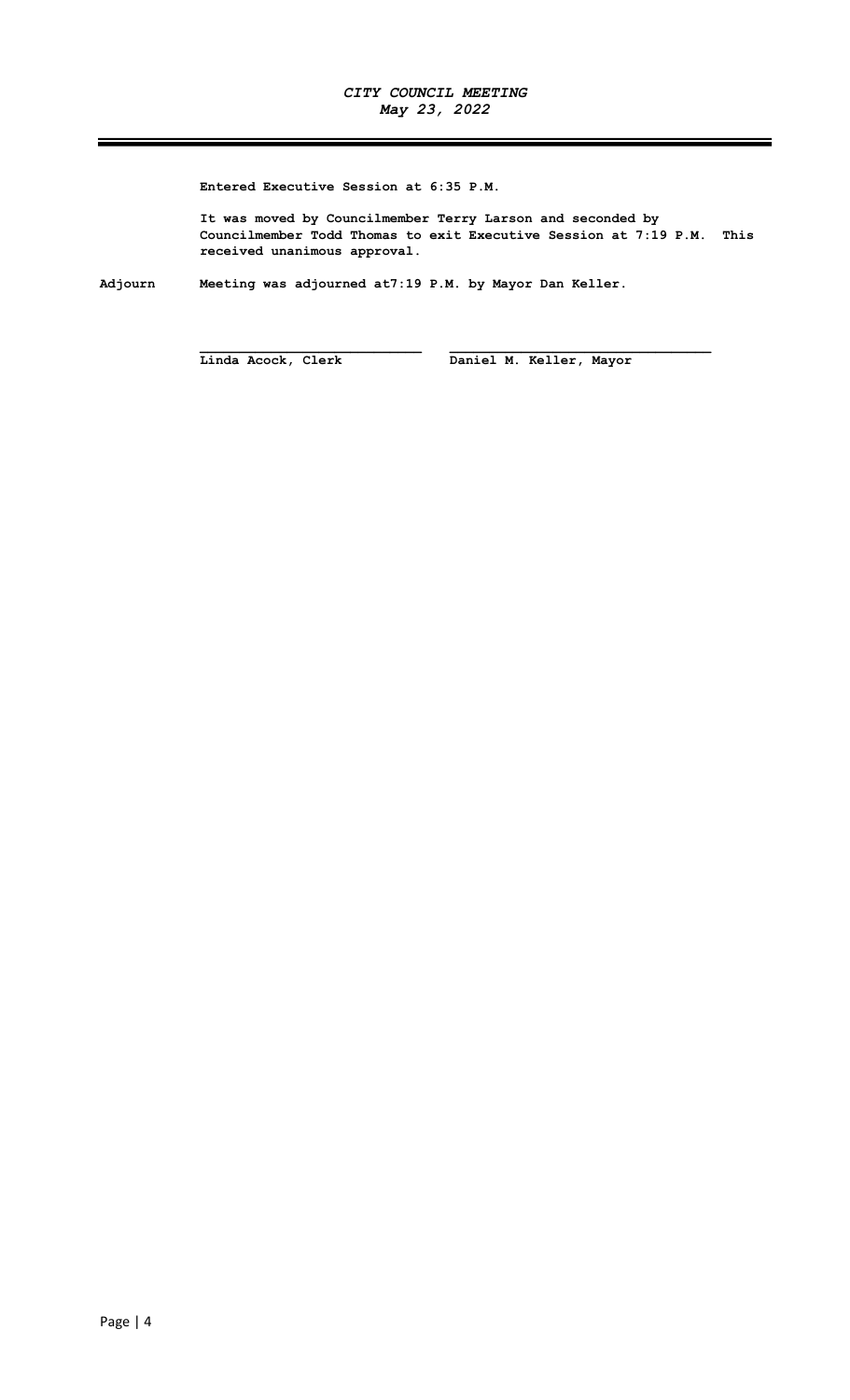**Entered Executive Session at 6:35 P.M.**

**It was moved by Councilmember Terry Larson and seconded by Councilmember Todd Thomas to exit Executive Session at 7:19 P.M. This received unanimous approval.**

**Adjourn** **Meeting was adjourned at7:19 P.M. by Mayor Dan Keller.**

**Linda Acock, Clerk** **Daniel M. Keller, Mayor**